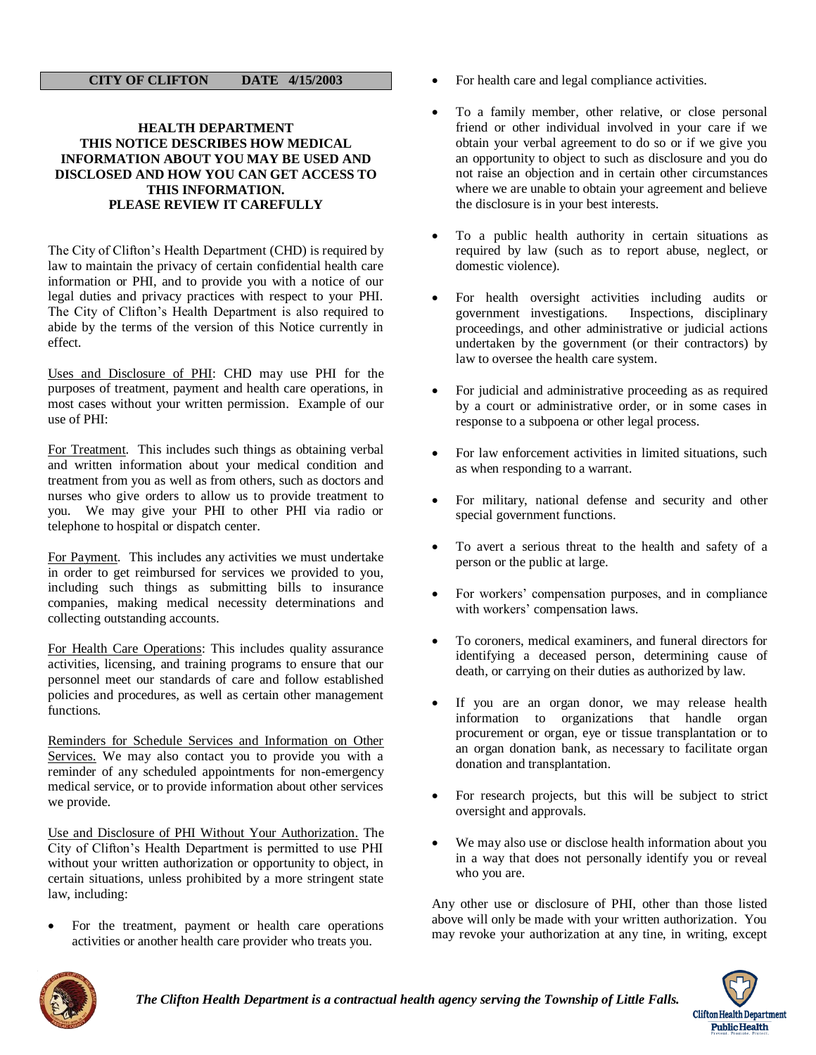**CITY OF CLIFTON DATE 4/15/2003**

# HEALTH DEPARTMENT
## THIS NOTICE DESCRIBES HOW MEDICAL INFORMATION ABOUT YOU MAY BE USED AND DISCLOSED AND HOW YOU CAN GET ACCESS TO THIS INFORMATION. PLEASE REVIEW IT CAREFULLY

The City of Clifton's Health Department (CHD) is required by law to maintain the privacy of certain confidential health care information or PHI, and to provide you with a notice of our legal duties and privacy practices with respect to your PHI. The City of Clifton's Health Department is also required to abide by the terms of the version of this Notice currently in effect.

Uses and Disclosure of PHI: CHD may use PHI for the purposes of treatment, payment and health care operations, in most cases without your written permission. Example of our use of PHI:

For Treatment. This includes such things as obtaining verbal and written information about your medical condition and treatment from you as well as from others, such as doctors and nurses who give orders to allow us to provide treatment to you. We may give your PHI to other PHI via radio or telephone to hospital or dispatch center.

For Payment. This includes any activities we must undertake in order to get reimbursed for services we provided to you, including such things as submitting bills to insurance companies, making medical necessity determinations and collecting outstanding accounts.

For Health Care Operations: This includes quality assurance activities, licensing, and training programs to ensure that our personnel meet our standards of care and follow established policies and procedures, as well as certain other management functions.

Reminders for Schedule Services and Information on Other Services. We may also contact you to provide you with a reminder of any scheduled appointments for non-emergency medical service, or to provide information about other services we provide.

Use and Disclosure of PHI Without Your Authorization. The City of Clifton's Health Department is permitted to use PHI without your written authorization or opportunity to object, in certain situations, unless prohibited by a more stringent state law, including:

- For the treatment, payment or health care operations activities or another health care provider who treats you.
- For health care and legal compliance activities.
- To a family member, other relative, or close personal friend or other individual involved in your care if we obtain your verbal agreement to do so or if we give you an opportunity to object to such as disclosure and you do not raise an objection and in certain other circumstances where we are unable to obtain your agreement and believe the disclosure is in your best interests.
- To a public health authority in certain situations as required by law (such as to report abuse, neglect, or domestic violence).
- For health oversight activities including audits or government investigations. Inspections, disciplinary proceedings, and other administrative or judicial actions undertaken by the government (or their contractors) by law to oversee the health care system.
- For judicial and administrative proceeding as as required by a court or administrative order, or in some cases in response to a subpoena or other legal process.
- For law enforcement activities in limited situations, such as when responding to a warrant.
- For military, national defense and security and other special government functions.
- To avert a serious threat to the health and safety of a person or the public at large.
- For workers' compensation purposes, and in compliance with workers' compensation laws.
- To coroners, medical examiners, and funeral directors for identifying a deceased person, determining cause of death, or carrying on their duties as authorized by law.
- If you are an organ donor, we may release health information to organizations that handle organ procurement or organ, eye or tissue transplantation or to an organ donation bank, as necessary to facilitate organ donation and transplantation.
- For research projects, but this will be subject to strict oversight and approvals.
- We may also use or disclose health information about you in a way that does not personally identify you or reveal who you are.

Any other use or disclosure of PHI, other than those listed above will only be made with your written authorization. You may revoke your authorization at any tine, in writing, except

*The Clifton Health Department is a contractual health agency serving the Township of Little Falls.*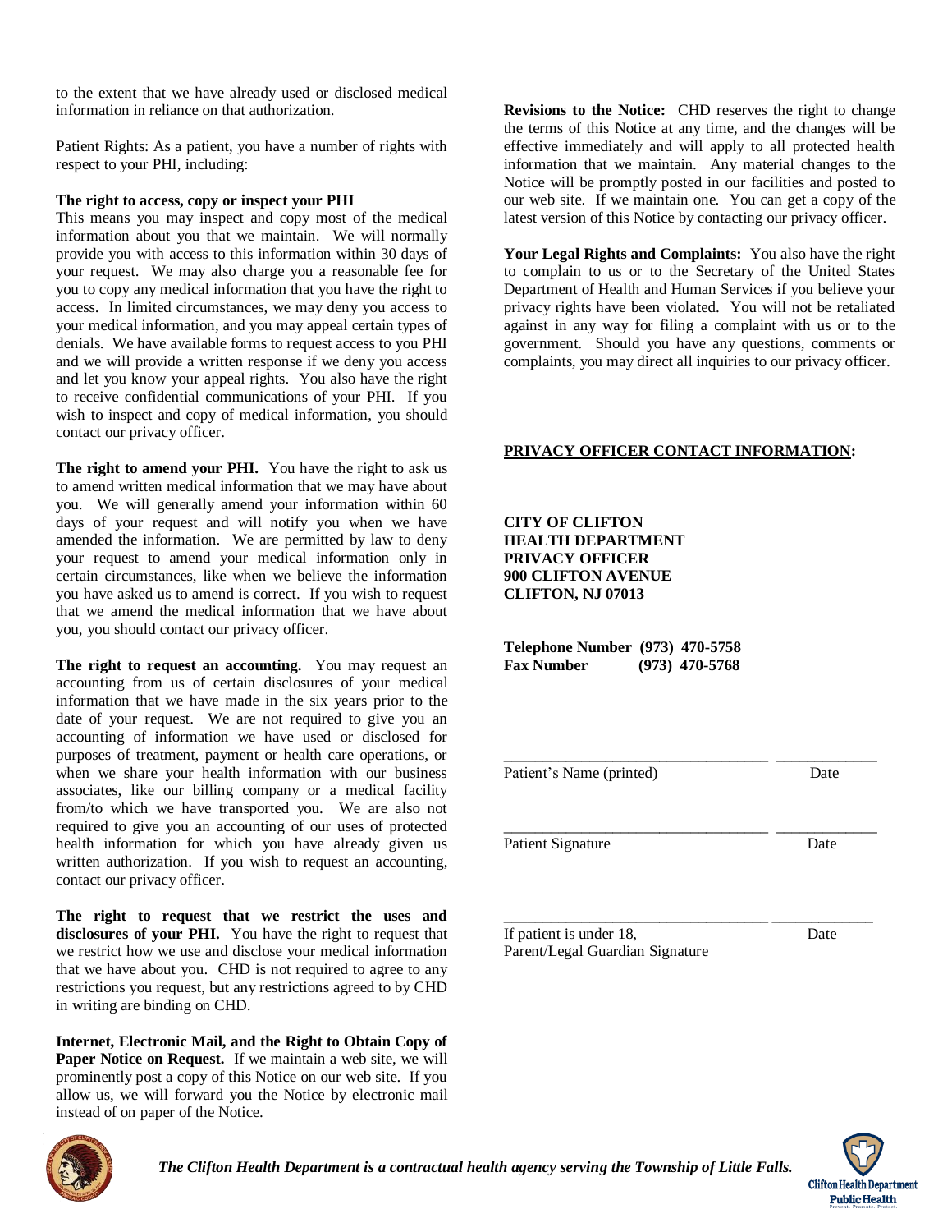to the extent that we have already used or disclosed medical information in reliance on that authorization.

Patient Rights: As a patient, you have a number of rights with respect to your PHI, including:

**The right to access, copy or inspect your PHI**
This means you may inspect and copy most of the medical information about you that we maintain. We will normally provide you with access to this information within 30 days of your request. We may also charge you a reasonable fee for you to copy any medical information that you have the right to access. In limited circumstances, we may deny you access to your medical information, and you may appeal certain types of denials. We have available forms to request access to you PHI and we will provide a written response if we deny you access and let you know your appeal rights. You also have the right to receive confidential communications of your PHI. If you wish to inspect and copy of medical information, you should contact our privacy officer.

**The right to amend your PHI.** You have the right to ask us to amend written medical information that we may have about you. We will generally amend your information within 60 days of your request and will notify you when we have amended the information. We are permitted by law to deny your request to amend your medical information only in certain circumstances, like when we believe the information you have asked us to amend is correct. If you wish to request that we amend the medical information that we have about you, you should contact our privacy officer.

**The right to request an accounting.** You may request an accounting from us of certain disclosures of your medical information that we have made in the six years prior to the date of your request. We are not required to give you an accounting of information we have used or disclosed for purposes of treatment, payment or health care operations, or when we share your health information with our business associates, like our billing company or a medical facility from/to which we have transported you. We are also not required to give you an accounting of our uses of protected health information for which you have already given us written authorization. If you wish to request an accounting, contact our privacy officer.

**The right to request that we restrict the uses and disclosures of your PHI.** You have the right to request that we restrict how we use and disclose your medical information that we have about you. CHD is not required to agree to any restrictions you request, but any restrictions agreed to by CHD in writing are binding on CHD.

**Internet, Electronic Mail, and the Right to Obtain Copy of Paper Notice on Request.** If we maintain a web site, we will prominently post a copy of this Notice on our web site. If you allow us, we will forward you the Notice by electronic mail instead of on paper of the Notice.

**Revisions to the Notice:** CHD reserves the right to change the terms of this Notice at any time, and the changes will be effective immediately and will apply to all protected health information that we maintain. Any material changes to the Notice will be promptly posted in our facilities and posted to our web site. If we maintain one. You can get a copy of the latest version of this Notice by contacting our privacy officer.

**Your Legal Rights and Complaints:** You also have the right to complain to us or to the Secretary of the United States Department of Health and Human Services if you believe your privacy rights have been violated. You will not be retaliated against in any way for filing a complaint with us or to the government. Should you have any questions, comments or complaints, you may direct all inquiries to our privacy officer.

**PRIVACY OFFICER CONTACT INFORMATION:**

**CITY OF CLIFTON**
**HEALTH DEPARTMENT**
**PRIVACY OFFICER**
**900 CLIFTON AVENUE**
**CLIFTON, NJ 07013**

**Telephone Number (973) 470-5758**
**Fax Number (973) 470-5768**

\_\_\_\_\_\_\_\_\_\_\_\_\_\_\_\_\_\_\_\_\_\_\_\_\_\_\_\_\_\_\_\_ \_\_\_\_\_\_\_\_\_\_\_\_
Patient's Name (printed) Date

\_\_\_\_\_\_\_\_\_\_\_\_\_\_\_\_\_\_\_\_\_\_\_\_\_\_\_\_\_\_\_\_ \_\_\_\_\_\_\_\_\_\_\_\_
Patient Signature Date

\_\_\_\_\_\_\_\_\_\_\_\_\_\_\_\_\_\_\_\_\_\_\_\_\_\_\_\_\_\_\_\_ \_\_\_\_\_\_\_\_\_\_\_\_
If patient is under 18, Date
Parent/Legal Guardian Signature

***The Clifton Health Department is a contractual health agency serving the Township of Little Falls.***